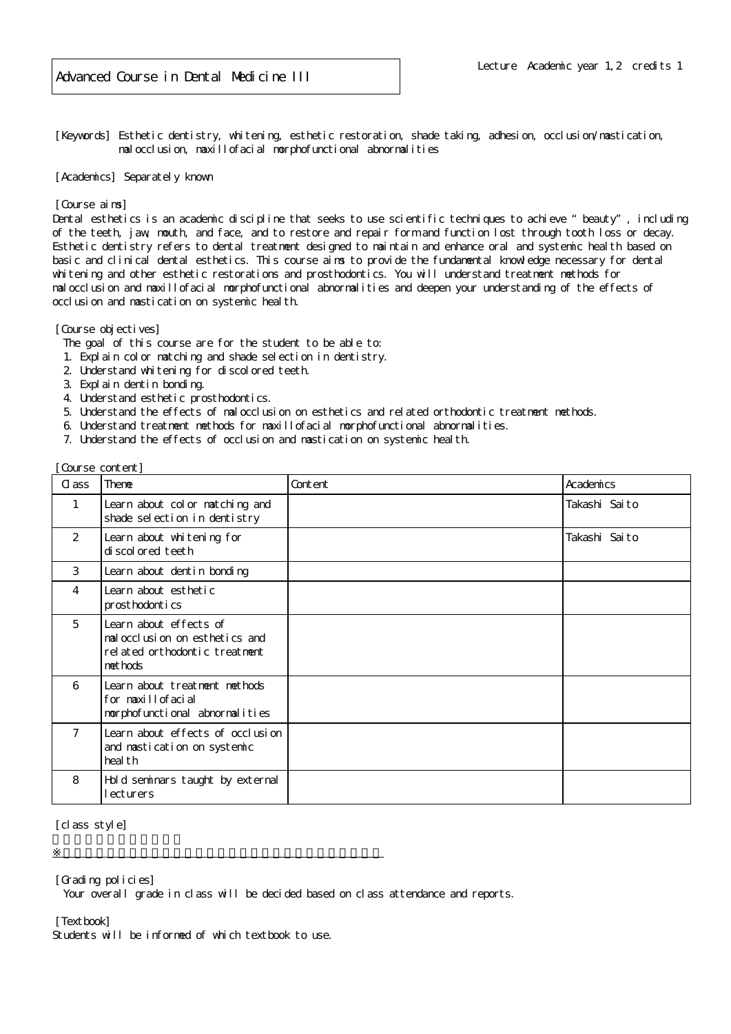# Advanced Course in Dental Medicine III

Lecture Academic year 1,2 credits 1

[Keywords] Esthetic dentistry, whitening, esthetic restoration, shade taking, adhesion, occlusion/mastication, malocclusion, maxillofacial morphofunctional abnormalities

[Academics] Separately known

[Course aims]
Dental esthetics is an academic discipline that seeks to use scientific techniques to achieve "beauty", including of the teeth, jaw, mouth, and face, and to restore and repair form and function lost through tooth loss or decay. Esthetic dentistry refers to dental treatment designed to maintain and enhance oral and systemic health based on basic and clinical dental esthetics. This course aims to provide the fundamental knowledge necessary for dental whitening and other esthetic restorations and prosthodontics. You will understand treatment methods for malocclusion and maxillofacial morphofunctional abnormalities and deepen your understanding of the effects of occlusion and mastication on systemic health.

[Course objectives]
The goal of this course are for the student to be able to:
1. Explain color matching and shade selection in dentistry.
2. Understand whitening for discolored teeth.
3. Explain dentin bonding.
4. Understand esthetic prosthodontics.
5. Understand the effects of malocclusion on esthetics and related orthodontic treatment methods.
6. Understand treatment methods for maxillofacial morphofunctional abnormalities.
7. Understand the effects of occlusion and mastication on systemic health.

[Course content]

| Class | Theme | Content | Academics |
|---|---|---|---|
| 1 | Learn about color matching and shade selection in dentistry | | Takashi Saito |
| 2 | Learn about whitening for discolored teeth | | Takashi Saito |
| 3 | Learn about dentin bonding | | |
| 4 | Learn about esthetic prosthodontics | | |
| 5 | Learn about effects of malocclusion on esthetics and related orthodontic treatment methods | | |
| 6 | Learn about treatment methods for maxillofacial morphofunctional abnormalities | | |
| 7 | Learn about effects of occlusion and mastication on systemic health | | |
| 8 | Hold seminars taught by external lecturers | | |

[class style]

※

[Grading policies]
Your overall grade in class will be decided based on class attendance and reports.

[Textbook]
Students will be informed of which textbook to use.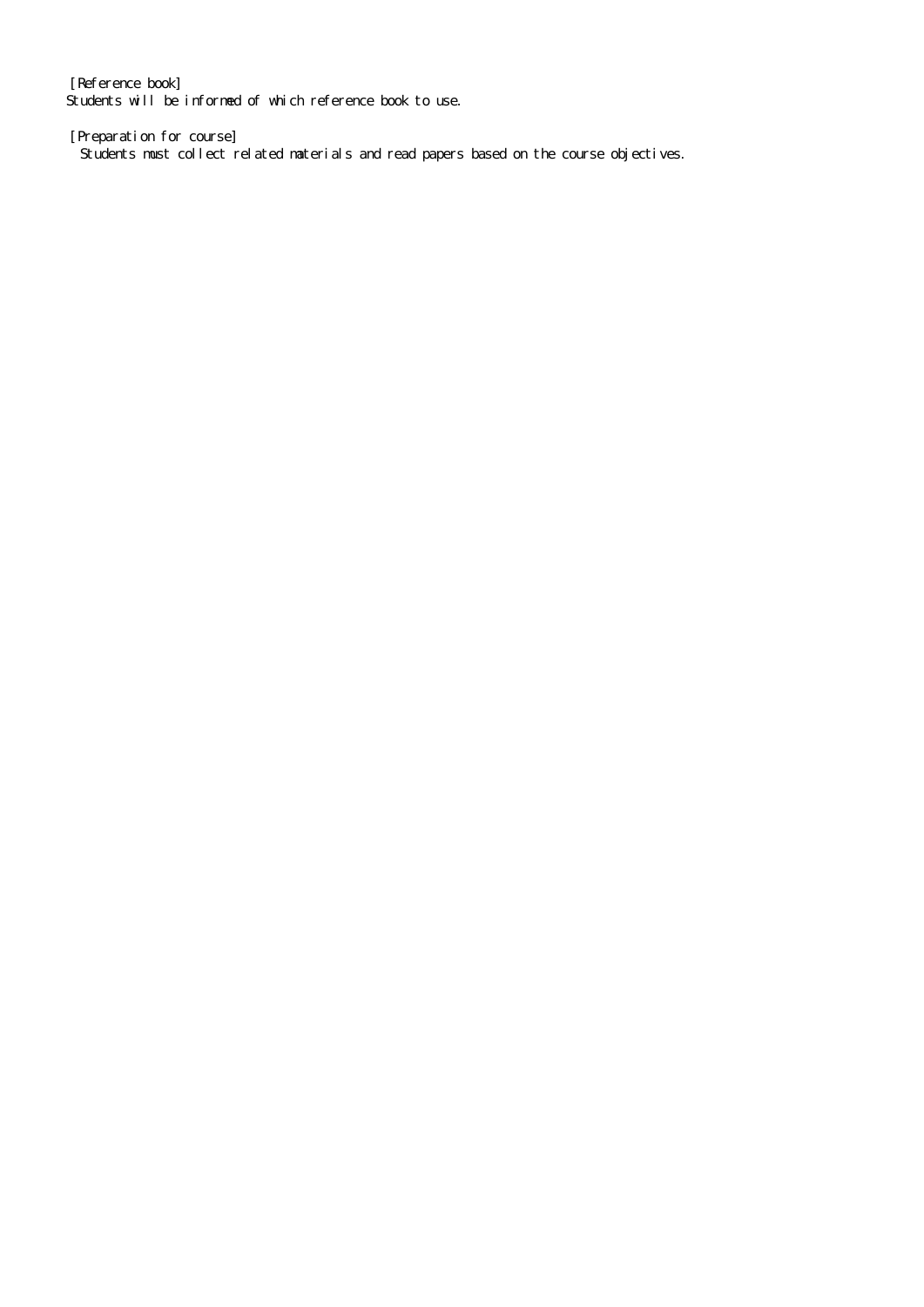[Reference book]
Students will be informed of which reference book to use.

[Preparation for course]
Students must collect related materials and read papers based on the course objectives.